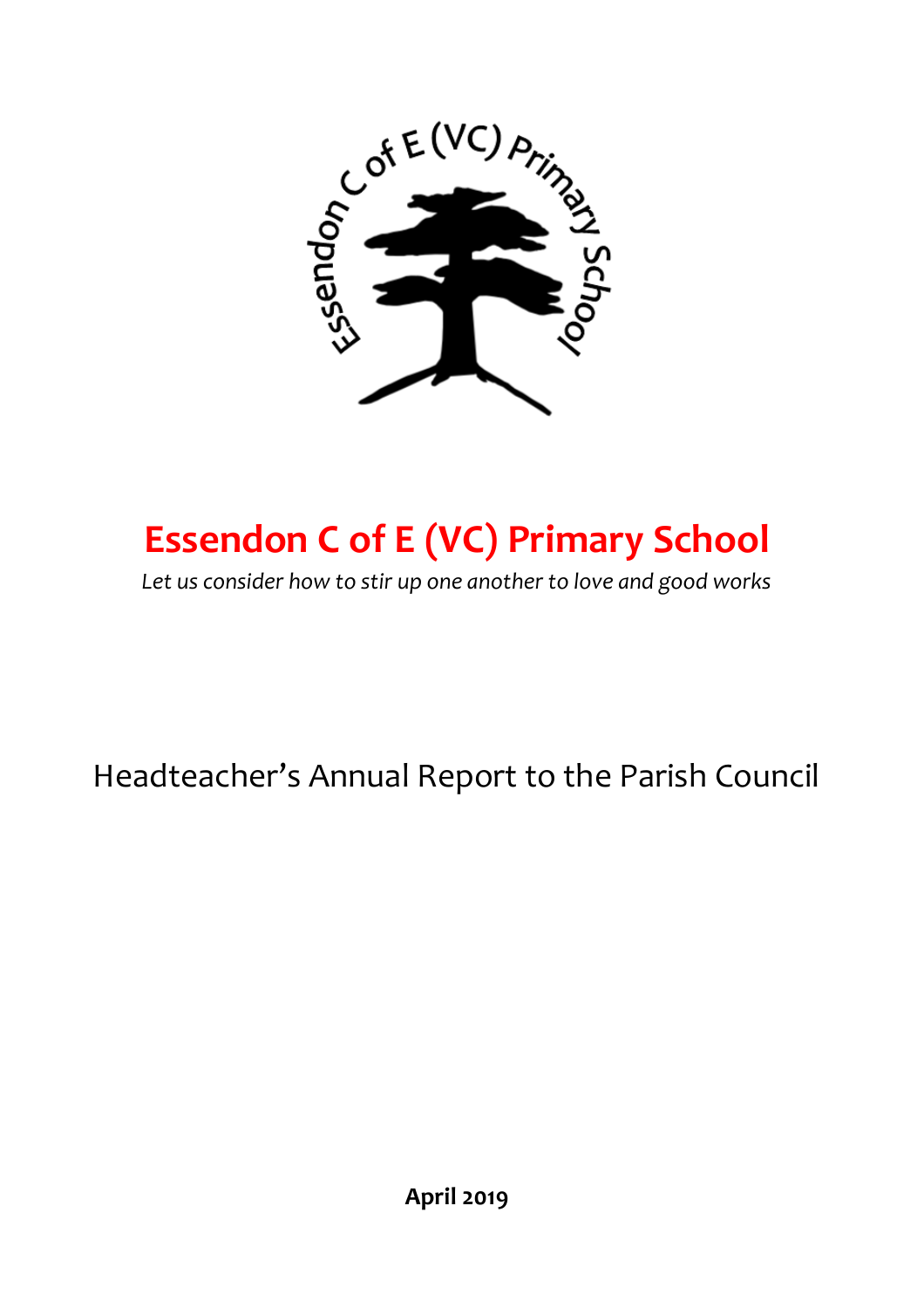# Essendon C of E (VC) Primary School

*Let us consider how to stir up one another to love and good works*

Headteacher's Annual Report to the Parish Council

**April 2019**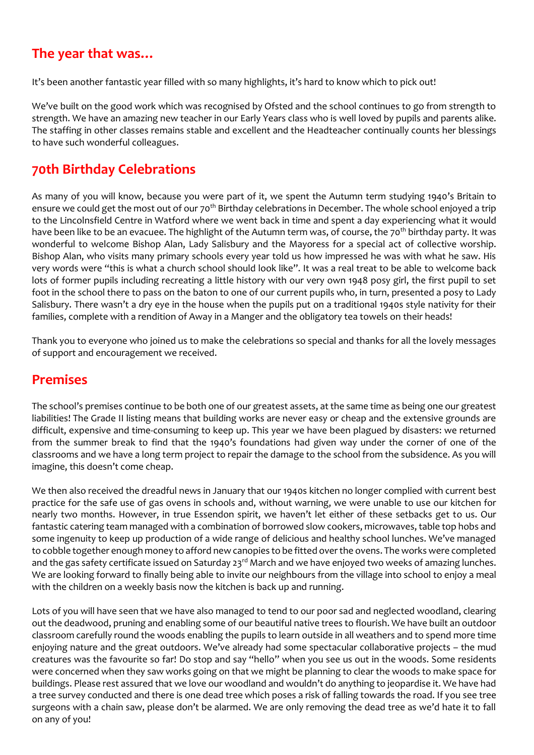## The year that was…

It's been another fantastic year filled with so many highlights, it's hard to know which to pick out!

We've built on the good work which was recognised by Ofsted and the school continues to go from strength to strength. We have an amazing new teacher in our Early Years class who is well loved by pupils and parents alike. The staffing in other classes remains stable and excellent and the Headteacher continually counts her blessings to have such wonderful colleagues.

## 70th Birthday Celebrations

As many of you will know, because you were part of it, we spent the Autumn term studying 1940's Britain to ensure we could get the most out of our 70th Birthday celebrations in December. The whole school enjoyed a trip to the Lincolnsfield Centre in Watford where we went back in time and spent a day experiencing what it would have been like to be an evacuee. The highlight of the Autumn term was, of course, the 70th birthday party. It was wonderful to welcome Bishop Alan, Lady Salisbury and the Mayoress for a special act of collective worship. Bishop Alan, who visits many primary schools every year told us how impressed he was with what he saw. His very words were "this is what a church school should look like". It was a real treat to be able to welcome back lots of former pupils including recreating a little history with our very own 1948 posy girl, the first pupil to set foot in the school there to pass on the baton to one of our current pupils who, in turn, presented a posy to Lady Salisbury. There wasn't a dry eye in the house when the pupils put on a traditional 1940s style nativity for their families, complete with a rendition of Away in a Manger and the obligatory tea towels on their heads!

Thank you to everyone who joined us to make the celebrations so special and thanks for all the lovely messages of support and encouragement we received.

## Premises

The school's premises continue to be both one of our greatest assets, at the same time as being one our greatest liabilities! The Grade II listing means that building works are never easy or cheap and the extensive grounds are difficult, expensive and time-consuming to keep up. This year we have been plagued by disasters: we returned from the summer break to find that the 1940's foundations had given way under the corner of one of the classrooms and we have a long term project to repair the damage to the school from the subsidence. As you will imagine, this doesn't come cheap.

We then also received the dreadful news in January that our 1940s kitchen no longer complied with current best practice for the safe use of gas ovens in schools and, without warning, we were unable to use our kitchen for nearly two months. However, in true Essendon spirit, we haven't let either of these setbacks get to us. Our fantastic catering team managed with a combination of borrowed slow cookers, microwaves, table top hobs and some ingenuity to keep up production of a wide range of delicious and healthy school lunches. We've managed to cobble together enough money to afford new canopies to be fitted over the ovens. The works were completed and the gas safety certificate issued on Saturday 23rd March and we have enjoyed two weeks of amazing lunches. We are looking forward to finally being able to invite our neighbours from the village into school to enjoy a meal with the children on a weekly basis now the kitchen is back up and running.

Lots of you will have seen that we have also managed to tend to our poor sad and neglected woodland, clearing out the deadwood, pruning and enabling some of our beautiful native trees to flourish. We have built an outdoor classroom carefully round the woods enabling the pupils to learn outside in all weathers and to spend more time enjoying nature and the great outdoors. We've already had some spectacular collaborative projects – the mud creatures was the favourite so far! Do stop and say "hello" when you see us out in the woods. Some residents were concerned when they saw works going on that we might be planning to clear the woods to make space for buildings. Please rest assured that we love our woodland and wouldn't do anything to jeopardise it. We have had a tree survey conducted and there is one dead tree which poses a risk of falling towards the road. If you see tree surgeons with a chain saw, please don't be alarmed. We are only removing the dead tree as we'd hate it to fall on any of you!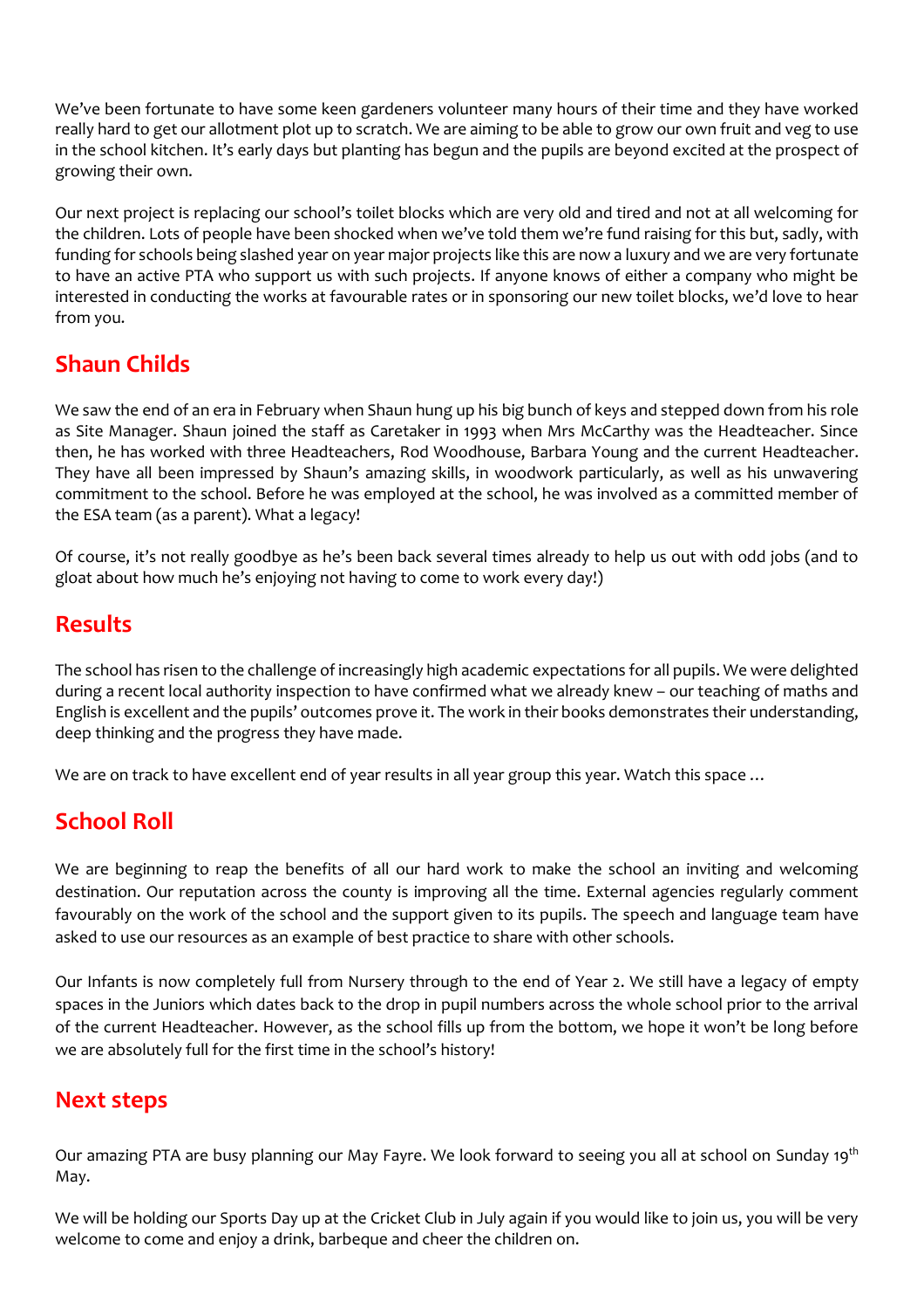We've been fortunate to have some keen gardeners volunteer many hours of their time and they have worked really hard to get our allotment plot up to scratch. We are aiming to be able to grow our own fruit and veg to use in the school kitchen. It's early days but planting has begun and the pupils are beyond excited at the prospect of growing their own.

Our next project is replacing our school's toilet blocks which are very old and tired and not at all welcoming for the children. Lots of people have been shocked when we've told them we're fund raising for this but, sadly, with funding for schools being slashed year on year major projects like this are now a luxury and we are very fortunate to have an active PTA who support us with such projects. If anyone knows of either a company who might be interested in conducting the works at favourable rates or in sponsoring our new toilet blocks, we'd love to hear from you.

## Shaun Childs

We saw the end of an era in February when Shaun hung up his big bunch of keys and stepped down from his role as Site Manager. Shaun joined the staff as Caretaker in 1993 when Mrs McCarthy was the Headteacher. Since then, he has worked with three Headteachers, Rod Woodhouse, Barbara Young and the current Headteacher. They have all been impressed by Shaun's amazing skills, in woodwork particularly, as well as his unwavering commitment to the school. Before he was employed at the school, he was involved as a committed member of the ESA team (as a parent). What a legacy!

Of course, it's not really goodbye as he's been back several times already to help us out with odd jobs (and to gloat about how much he's enjoying not having to come to work every day!)

## Results

The school has risen to the challenge of increasingly high academic expectations for all pupils. We were delighted during a recent local authority inspection to have confirmed what we already knew – our teaching of maths and English is excellent and the pupils' outcomes prove it. The work in their books demonstrates their understanding, deep thinking and the progress they have made.

We are on track to have excellent end of year results in all year group this year. Watch this space …

## School Roll

We are beginning to reap the benefits of all our hard work to make the school an inviting and welcoming destination. Our reputation across the county is improving all the time. External agencies regularly comment favourably on the work of the school and the support given to its pupils. The speech and language team have asked to use our resources as an example of best practice to share with other schools.

Our Infants is now completely full from Nursery through to the end of Year 2. We still have a legacy of empty spaces in the Juniors which dates back to the drop in pupil numbers across the whole school prior to the arrival of the current Headteacher. However, as the school fills up from the bottom, we hope it won't be long before we are absolutely full for the first time in the school's history!

## Next steps

Our amazing PTA are busy planning our May Fayre. We look forward to seeing you all at school on Sunday 19th May.

We will be holding our Sports Day up at the Cricket Club in July again if you would like to join us, you will be very welcome to come and enjoy a drink, barbeque and cheer the children on.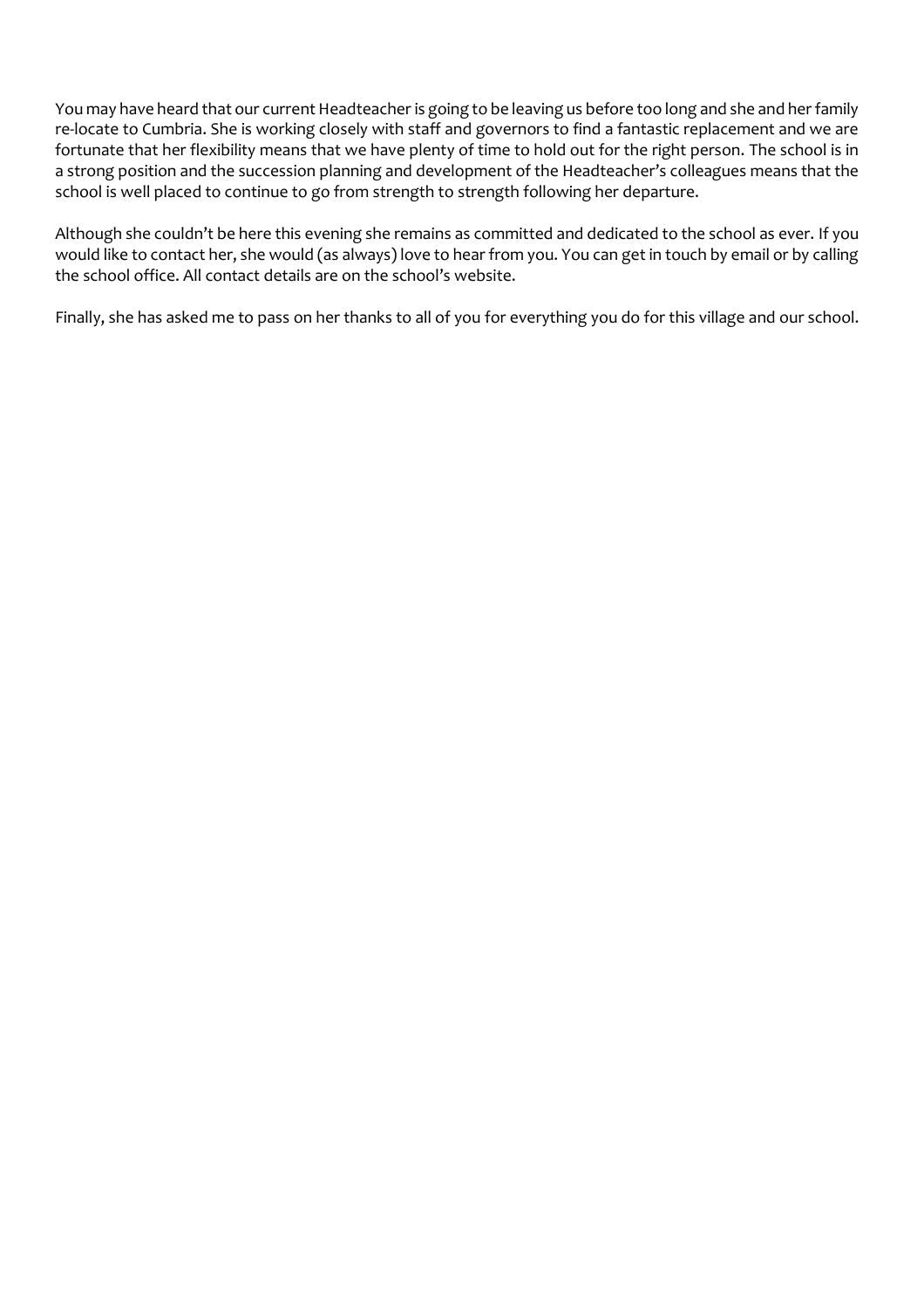You may have heard that our current Headteacher is going to be leaving us before too long and she and her family re-locate to Cumbria. She is working closely with staff and governors to find a fantastic replacement and we are fortunate that her flexibility means that we have plenty of time to hold out for the right person. The school is in a strong position and the succession planning and development of the Headteacher's colleagues means that the school is well placed to continue to go from strength to strength following her departure.

Although she couldn't be here this evening she remains as committed and dedicated to the school as ever. If you would like to contact her, she would (as always) love to hear from you. You can get in touch by email or by calling the school office. All contact details are on the school's website.

Finally, she has asked me to pass on her thanks to all of you for everything you do for this village and our school.